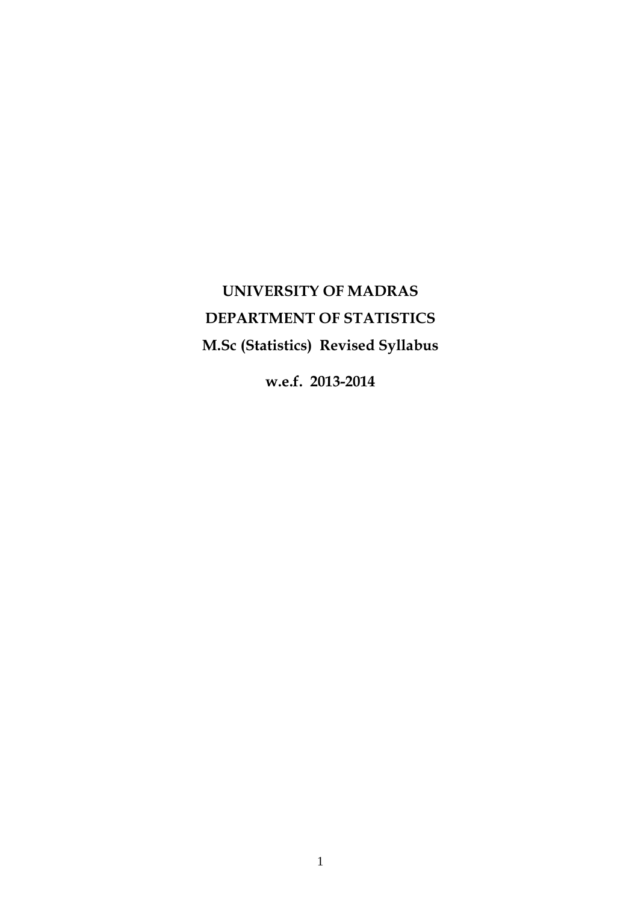# UNIVERSITY OF MADRAS

## DEPARTMENT OF STATISTICS

### M.Sc (Statistics) Revised Syllabus

**w.e.f. 2013-2014**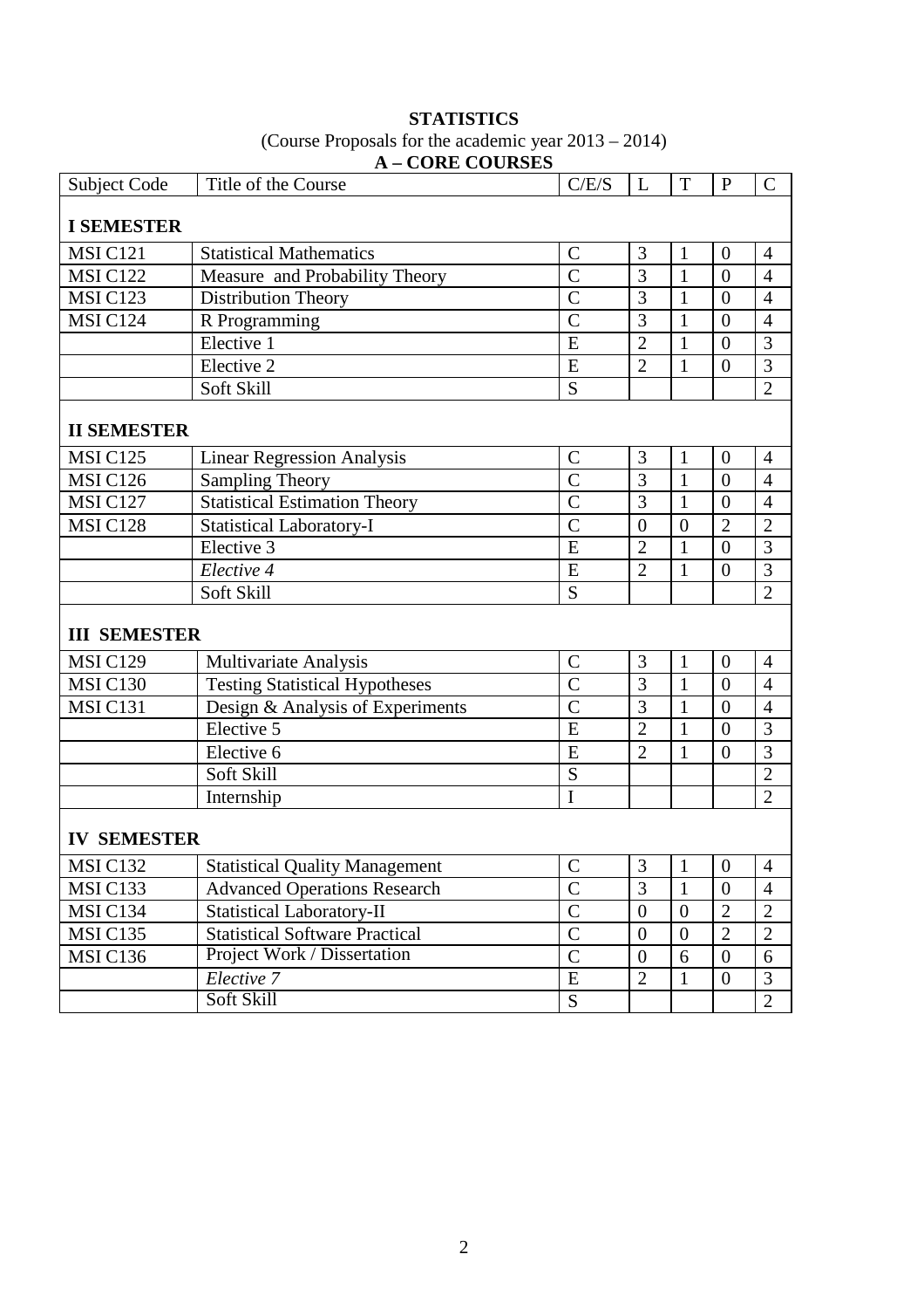**STATISTICS**

(Course Proposals for the academic year 2013 – 2014)

**A – CORE COURSES**

| Subject Code | Title of the Course | C/E/S | L | T | P | C |
|---|---|---|---|---|---|---|
| **I SEMESTER** | | | | | | |
| MSI C121 | Statistical Mathematics | C | 3 | 1 | 0 | 4 |
| MSI C122 | Measure and Probability Theory | C | 3 | 1 | 0 | 4 |
| MSI C123 | Distribution Theory | C | 3 | 1 | 0 | 4 |
| MSI C124 | R Programming | C | 3 | 1 | 0 | 4 |
| | Elective 1 | E | 2 | 1 | 0 | 3 |
| | Elective 2 | E | 2 | 1 | 0 | 3 |
| | Soft Skill | S | | | | 2 |
| **II SEMESTER** | | | | | | |
| MSI C125 | Linear Regression Analysis | C | 3 | 1 | 0 | 4 |
| MSI C126 | Sampling Theory | C | 3 | 1 | 0 | 4 |
| MSI C127 | Statistical Estimation Theory | C | 3 | 1 | 0 | 4 |
| MSI C128 | Statistical Laboratory-I | C | 0 | 0 | 2 | 2 |
| | Elective 3 | E | 2 | 1 | 0 | 3 |
| | *Elective 4* | E | 2 | 1 | 0 | 3 |
| | Soft Skill | S | | | | 2 |
| **III SEMESTER** | | | | | | |
| MSI C129 | Multivariate Analysis | C | 3 | 1 | 0 | 4 |
| MSI C130 | Testing Statistical Hypotheses | C | 3 | 1 | 0 | 4 |
| MSI C131 | Design & Analysis of Experiments | C | 3 | 1 | 0 | 4 |
| | Elective 5 | E | 2 | 1 | 0 | 3 |
| | Elective 6 | E | 2 | 1 | 0 | 3 |
| | Soft Skill | S | | | | 2 |
| | Internship | I | | | | 2 |
| **IV SEMESTER** | | | | | | |
| MSI C132 | Statistical Quality Management | C | 3 | 1 | 0 | 4 |
| MSI C133 | Advanced Operations Research | C | 3 | 1 | 0 | 4 |
| MSI C134 | Statistical Laboratory-II | C | 0 | 0 | 2 | 2 |
| MSI C135 | Statistical Software Practical | C | 0 | 0 | 2 | 2 |
| MSI C136 | Project Work / Dissertation | C | 0 | 6 | 0 | 6 |
| | *Elective 7* | E | 2 | 1 | 0 | 3 |
| | Soft Skill | S | | | | 2 |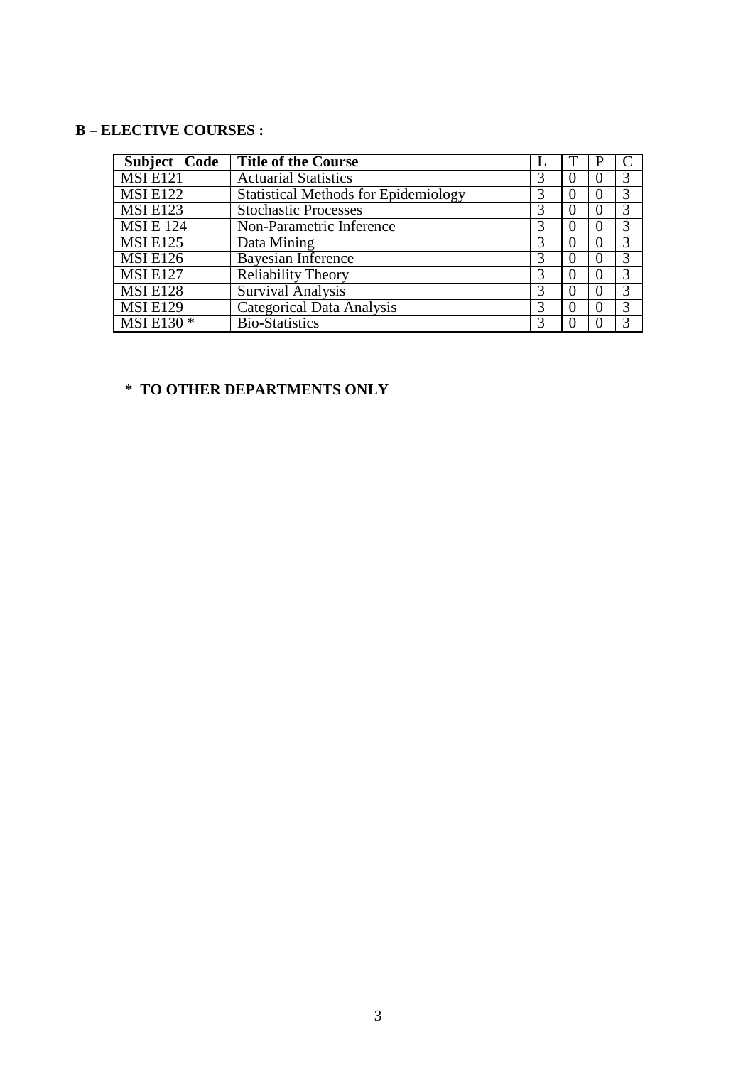## B – ELECTIVE COURSES :

| Subject Code | Title of the Course | L | T | P | C |
|---|---|---|---|---|---|
| MSI E121 | Actuarial Statistics | 3 | 0 | 0 | 3 |
| MSI E122 | Statistical Methods for Epidemiology | 3 | 0 | 0 | 3 |
| MSI E123 | Stochastic Processes | 3 | 0 | 0 | 3 |
| MSI E 124 | Non-Parametric Inference | 3 | 0 | 0 | 3 |
| MSI E125 | Data Mining | 3 | 0 | 0 | 3 |
| MSI E126 | Bayesian Inference | 3 | 0 | 0 | 3 |
| MSI E127 | Reliability Theory | 3 | 0 | 0 | 3 |
| MSI E128 | Survival Analysis | 3 | 0 | 0 | 3 |
| MSI E129 | Categorical Data Analysis | 3 | 0 | 0 | 3 |
| MSI E130 * | Bio-Statistics | 3 | 0 | 0 | 3 |

**\* TO OTHER DEPARTMENTS ONLY**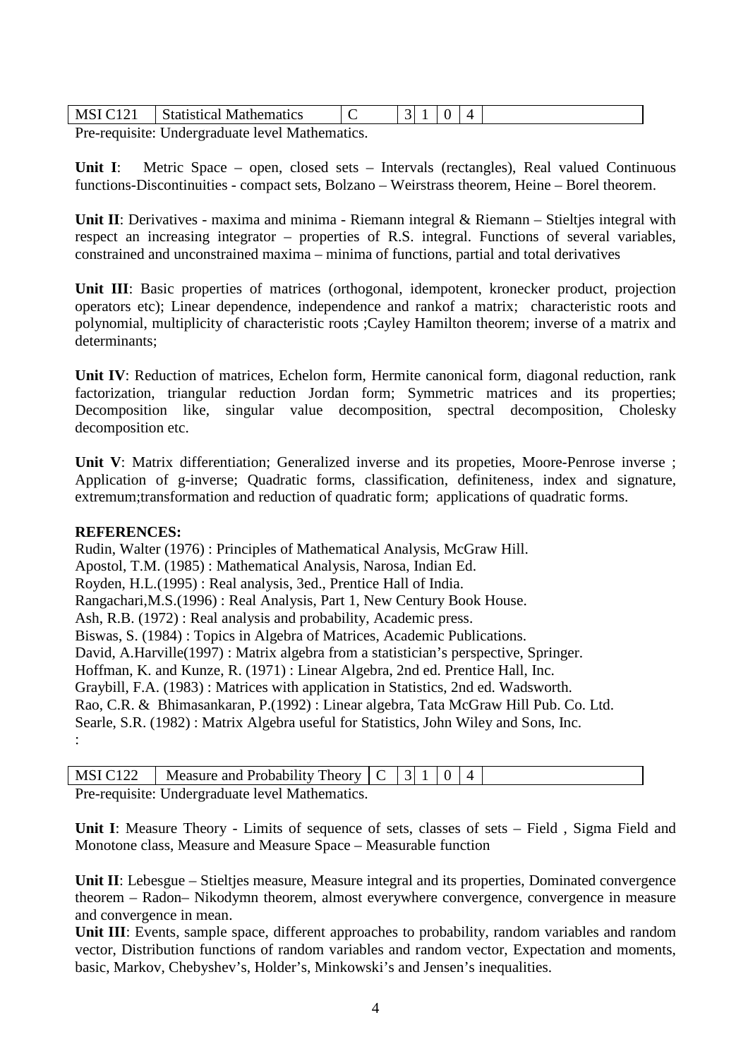| MSI C121 | Statistical Mathematics | C | 3 | 1 | 0 | 4 | |
|---|---|---|---|---|---|---|---|

Pre-requisite: Undergraduate level Mathematics.

**Unit I**: Metric Space – open, closed sets – Intervals (rectangles), Real valued Continuous functions-Discontinuities - compact sets, Bolzano – Weirstrass theorem, Heine – Borel theorem.

**Unit II**: Derivatives - maxima and minima - Riemann integral & Riemann – Stieltjes integral with respect an increasing integrator – properties of R.S. integral. Functions of several variables, constrained and unconstrained maxima – minima of functions, partial and total derivatives

**Unit III**: Basic properties of matrices (orthogonal, idempotent, kronecker product, projection operators etc); Linear dependence, independence and rankof a matrix; characteristic roots and polynomial, multiplicity of characteristic roots ;Cayley Hamilton theorem; inverse of a matrix and determinants;

**Unit IV**: Reduction of matrices, Echelon form, Hermite canonical form, diagonal reduction, rank factorization, triangular reduction Jordan form; Symmetric matrices and its properties; Decomposition like, singular value decomposition, spectral decomposition, Cholesky decomposition etc.

**Unit V**: Matrix differentiation; Generalized inverse and its propeties, Moore-Penrose inverse ; Application of g-inverse; Quadratic forms, classification, definiteness, index and signature, extremum;transformation and reduction of quadratic form; applications of quadratic forms.

**REFERENCES:**

Rudin, Walter (1976) : Principles of Mathematical Analysis, McGraw Hill.  
Apostol, T.M. (1985) : Mathematical Analysis, Narosa, Indian Ed.  
Royden, H.L.(1995) : Real analysis, 3ed., Prentice Hall of India.  
Rangachari,M.S.(1996) : Real Analysis, Part 1, New Century Book House.  
Ash, R.B. (1972) : Real analysis and probability, Academic press.  
Biswas, S. (1984) : Topics in Algebra of Matrices, Academic Publications.  
David, A.Harville(1997) : Matrix algebra from a statistician's perspective, Springer.  
Hoffman, K. and Kunze, R. (1971) : Linear Algebra, 2nd ed. Prentice Hall, Inc.  
Graybill, F.A. (1983) : Matrices with application in Statistics, 2nd ed. Wadsworth.  
Rao, C.R. & Bhimasankaran, P.(1992) : Linear algebra, Tata McGraw Hill Pub. Co. Ltd.  
Searle, S.R. (1982) : Matrix Algebra useful for Statistics, John Wiley and Sons, Inc.  
:

| MSI C122 | Measure and Probability Theory | C | 3 | 1 | 0 | 4 | |
|---|---|---|---|---|---|---|---|

Pre-requisite: Undergraduate level Mathematics.

**Unit I**: Measure Theory - Limits of sequence of sets, classes of sets – Field , Sigma Field and Monotone class, Measure and Measure Space – Measurable function

**Unit II**: Lebesgue – Stieltjes measure, Measure integral and its properties, Dominated convergence theorem – Radon– Nikodymn theorem, almost everywhere convergence, convergence in measure and convergence in mean.

**Unit III**: Events, sample space, different approaches to probability, random variables and random vector, Distribution functions of random variables and random vector, Expectation and moments, basic, Markov, Chebyshev's, Holder's, Minkowski's and Jensen's inequalities.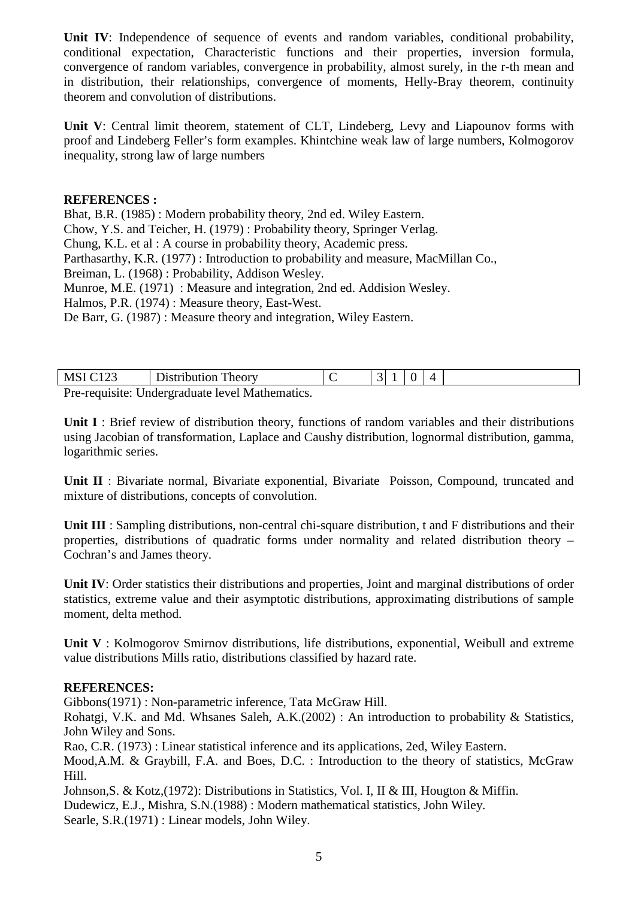**Unit IV**: Independence of sequence of events and random variables, conditional probability, conditional expectation, Characteristic functions and their properties, inversion formula, convergence of random variables, convergence in probability, almost surely, in the r-th mean and in distribution, their relationships, convergence of moments, Helly-Bray theorem, continuity theorem and convolution of distributions.

**Unit V**: Central limit theorem, statement of CLT, Lindeberg, Levy and Liapounov forms with proof and Lindeberg Feller's form examples. Khintchine weak law of large numbers, Kolmogorov inequality, strong law of large numbers

**REFERENCES :**

Bhat, B.R. (1985) : Modern probability theory, 2nd ed. Wiley Eastern.
Chow, Y.S. and Teicher, H. (1979) : Probability theory, Springer Verlag.
Chung, K.L. et al : A course in probability theory, Academic press.
Parthasarthy, K.R. (1977) : Introduction to probability and measure, MacMillan Co.,
Breiman, L. (1968) : Probability, Addison Wesley.
Munroe, M.E. (1971) : Measure and integration, 2nd ed. Addision Wesley.
Halmos, P.R. (1974) : Measure theory, East-West.
De Barr, G. (1987) : Measure theory and integration, Wiley Eastern.

| MSI C123 | Distribution Theory | C | 3 | 1 | 0 | 4 | |
|---|---|---|---|---|---|---|---|

Pre-requisite: Undergraduate level Mathematics.

**Unit I** : Brief review of distribution theory, functions of random variables and their distributions using Jacobian of transformation, Laplace and Caushy distribution, lognormal distribution, gamma, logarithmic series.

**Unit II** : Bivariate normal, Bivariate exponential, Bivariate Poisson, Compound, truncated and mixture of distributions, concepts of convolution.

**Unit III** : Sampling distributions, non-central chi-square distribution, t and F distributions and their properties, distributions of quadratic forms under normality and related distribution theory – Cochran's and James theory.

**Unit IV**: Order statistics their distributions and properties, Joint and marginal distributions of order statistics, extreme value and their asymptotic distributions, approximating distributions of sample moment, delta method.

**Unit V** : Kolmogorov Smirnov distributions, life distributions, exponential, Weibull and extreme value distributions Mills ratio, distributions classified by hazard rate.

**REFERENCES:**

Gibbons(1971) : Non-parametric inference, Tata McGraw Hill.
Rohatgi, V.K. and Md. Whsanes Saleh, A.K.(2002) : An introduction to probability & Statistics, John Wiley and Sons.
Rao, C.R. (1973) : Linear statistical inference and its applications, 2ed, Wiley Eastern.
Mood,A.M. & Graybill, F.A. and Boes, D.C. : Introduction to the theory of statistics, McGraw Hill.
Johnson,S. & Kotz,(1972): Distributions in Statistics, Vol. I, II & III, Hougton & Miffin.
Dudewicz, E.J., Mishra, S.N.(1988) : Modern mathematical statistics, John Wiley.
Searle, S.R.(1971) : Linear models, John Wiley.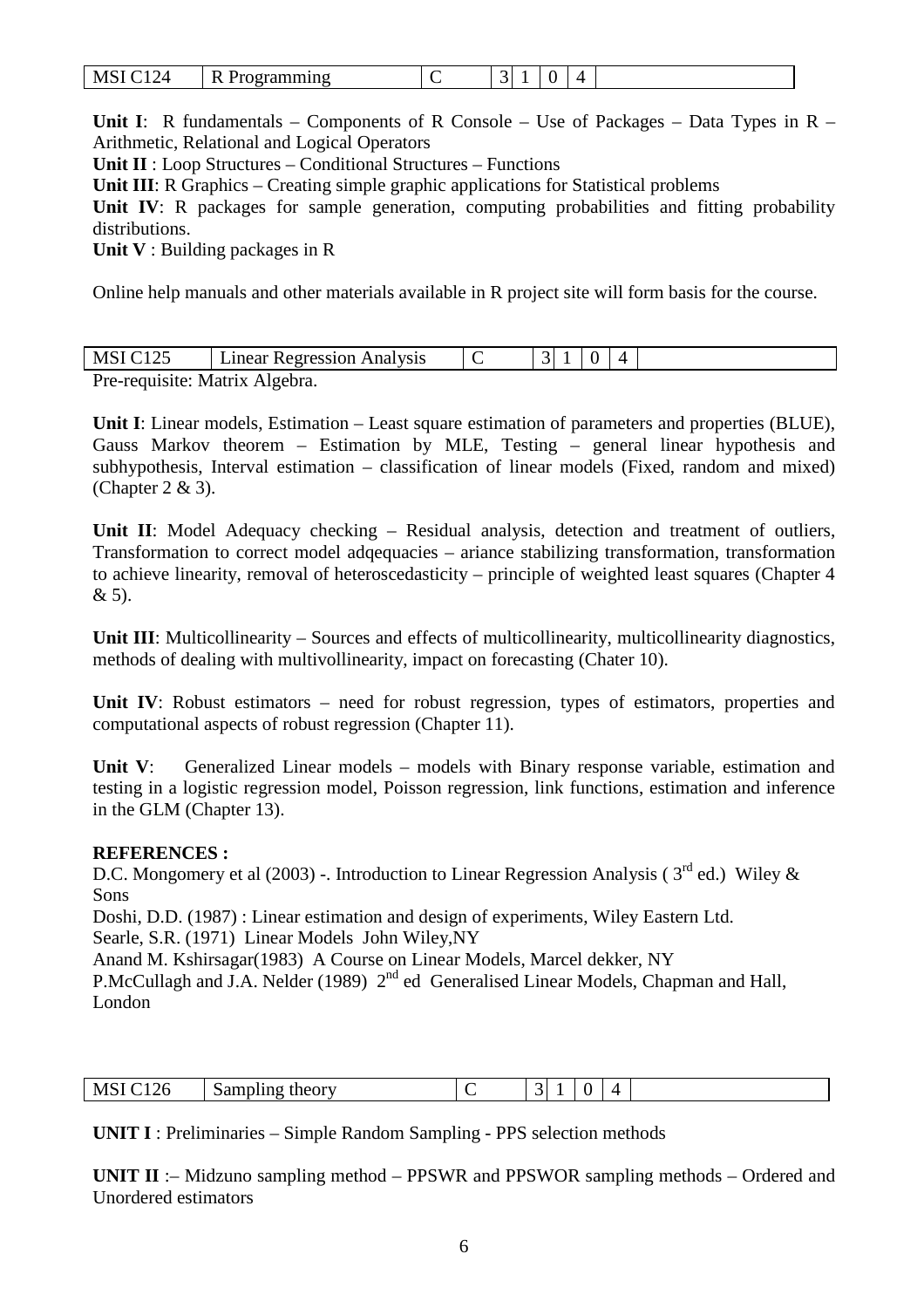| MSI C124 | R Programming | C | 3 | 1 | 0 | 4 | |
|---|---|---|---|---|---|---|---|

**Unit I**: R fundamentals – Components of R Console – Use of Packages – Data Types in R – Arithmetic, Relational and Logical Operators

**Unit II** : Loop Structures – Conditional Structures – Functions

**Unit III**: R Graphics – Creating simple graphic applications for Statistical problems

**Unit IV**: R packages for sample generation, computing probabilities and fitting probability distributions.

**Unit V** : Building packages in R

Online help manuals and other materials available in R project site will form basis for the course.

| MSI C125 | Linear Regression Analysis | C | 3 | 1 | 0 | 4 | |
|---|---|---|---|---|---|---|---|

Pre-requisite: Matrix Algebra.

**Unit I**: Linear models, Estimation – Least square estimation of parameters and properties (BLUE), Gauss Markov theorem – Estimation by MLE, Testing – general linear hypothesis and subhypothesis, Interval estimation – classification of linear models (Fixed, random and mixed) (Chapter 2 & 3).

**Unit II**: Model Adequacy checking – Residual analysis, detection and treatment of outliers, Transformation to correct model adqequacies – ariance stabilizing transformation, transformation to achieve linearity, removal of heteroscedasticity – principle of weighted least squares (Chapter 4 & 5).

**Unit III**: Multicollinearity – Sources and effects of multicollinearity, multicollinearity diagnostics, methods of dealing with multivollinearity, impact on forecasting (Chater 10).

**Unit IV**: Robust estimators – need for robust regression, types of estimators, properties and computational aspects of robust regression (Chapter 11).

**Unit V**: Generalized Linear models – models with Binary response variable, estimation and testing in a logistic regression model, Poisson regression, link functions, estimation and inference in the GLM (Chapter 13).

**REFERENCES :**

D.C. Mongomery et al (2003) -. Introduction to Linear Regression Analysis ( 3rd ed.) Wiley & Sons

Doshi, D.D. (1987) : Linear estimation and design of experiments, Wiley Eastern Ltd.

Searle, S.R. (1971) Linear Models John Wiley,NY

Anand M. Kshirsagar(1983) A Course on Linear Models, Marcel dekker, NY

P.McCullagh and J.A. Nelder (1989) 2nd ed Generalised Linear Models, Chapman and Hall, London

| MSI C126 | Sampling theory | C | 3 | 1 | 0 | 4 | |
|---|---|---|---|---|---|---|---|

**UNIT I** : Preliminaries – Simple Random Sampling - PPS selection methods

**UNIT II** :– Midzuno sampling method – PPSWR and PPSWOR sampling methods – Ordered and Unordered estimators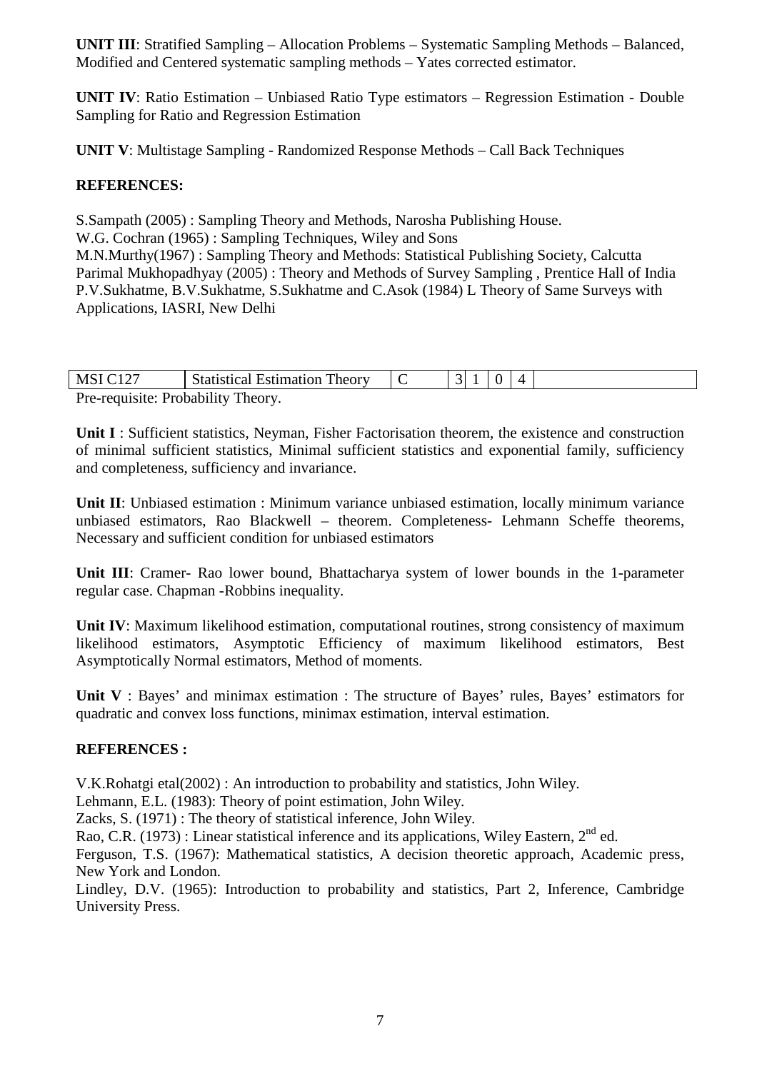**UNIT III**: Stratified Sampling – Allocation Problems – Systematic Sampling Methods – Balanced, Modified and Centered systematic sampling methods – Yates corrected estimator.

**UNIT IV**: Ratio Estimation – Unbiased Ratio Type estimators – Regression Estimation - Double Sampling for Ratio and Regression Estimation

**UNIT V**: Multistage Sampling - Randomized Response Methods – Call Back Techniques

**REFERENCES:**

S.Sampath (2005) : Sampling Theory and Methods, Narosha Publishing House.
W.G. Cochran (1965) : Sampling Techniques, Wiley and Sons
M.N.Murthy(1967) : Sampling Theory and Methods: Statistical Publishing Society, Calcutta
Parimal Mukhopadhyay (2005) : Theory and Methods of Survey Sampling , Prentice Hall of India
P.V.Sukhatme, B.V.Sukhatme, S.Sukhatme and C.Asok (1984) L Theory of Same Surveys with Applications, IASRI, New Delhi

| MSI C127 | Statistical Estimation Theory | C | 3 | 1 | 0 | 4 | |
|---|---|---|---|---|---|---|---|

Pre-requisite: Probability Theory.

**Unit I** : Sufficient statistics, Neyman, Fisher Factorisation theorem, the existence and construction of minimal sufficient statistics, Minimal sufficient statistics and exponential family, sufficiency and completeness, sufficiency and invariance.

**Unit II**: Unbiased estimation : Minimum variance unbiased estimation, locally minimum variance unbiased estimators, Rao Blackwell – theorem. Completeness- Lehmann Scheffe theorems, Necessary and sufficient condition for unbiased estimators

**Unit III**: Cramer- Rao lower bound, Bhattacharya system of lower bounds in the 1-parameter regular case. Chapman -Robbins inequality.

**Unit IV**: Maximum likelihood estimation, computational routines, strong consistency of maximum likelihood estimators, Asymptotic Efficiency of maximum likelihood estimators, Best Asymptotically Normal estimators, Method of moments.

**Unit V** : Bayes' and minimax estimation : The structure of Bayes' rules, Bayes' estimators for quadratic and convex loss functions, minimax estimation, interval estimation.

**REFERENCES :**

V.K.Rohatgi etal(2002) : An introduction to probability and statistics, John Wiley.
Lehmann, E.L. (1983): Theory of point estimation, John Wiley.
Zacks, S. (1971) : The theory of statistical inference, John Wiley.
Rao, C.R. (1973) : Linear statistical inference and its applications, Wiley Eastern, 2nd ed.
Ferguson, T.S. (1967): Mathematical statistics, A decision theoretic approach, Academic press, New York and London.
Lindley, D.V. (1965): Introduction to probability and statistics, Part 2, Inference, Cambridge University Press.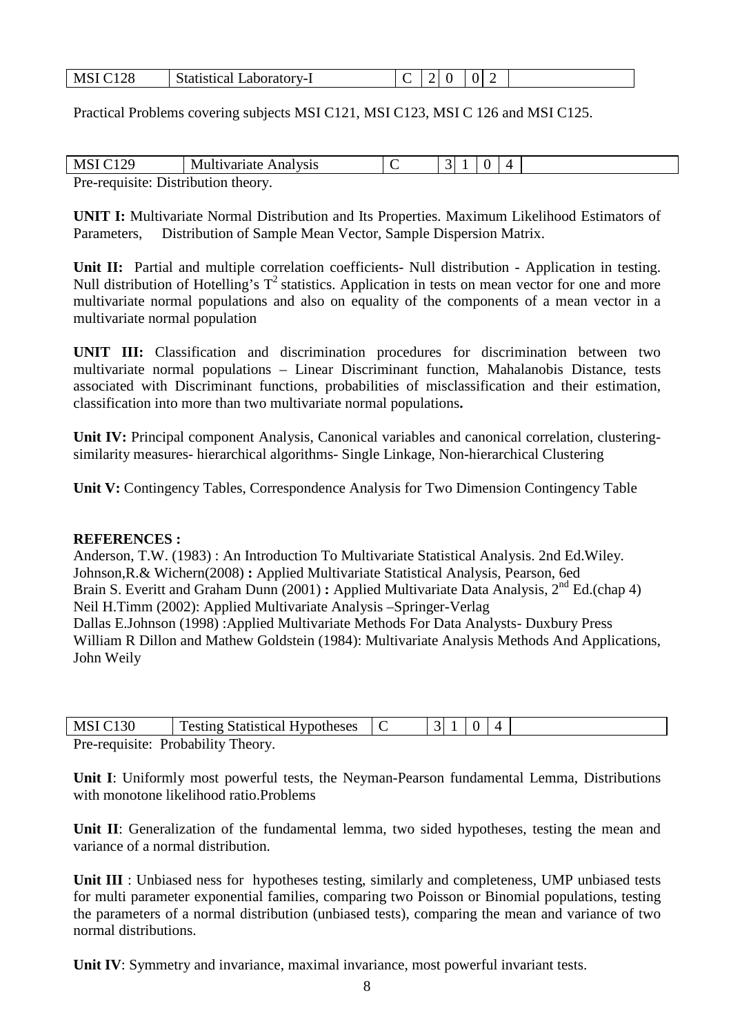| MSI C128 | Statistical Laboratory-I | C | 2 | 0 | 0 | 2 | |
|---|---|---|---|---|---|---|---|

Practical Problems covering subjects MSI C121, MSI C123, MSI C 126 and MSI C125.

| MSI C129 | Multivariate Analysis | C | 3 | 1 | 0 | 4 | |
|---|---|---|---|---|---|---|---|

Pre-requisite: Distribution theory.

**UNIT I:** Multivariate Normal Distribution and Its Properties. Maximum Likelihood Estimators of Parameters, Distribution of Sample Mean Vector, Sample Dispersion Matrix.

**Unit II:** Partial and multiple correlation coefficients- Null distribution - Application in testing. Null distribution of Hotelling's $T^2$ statistics. Application in tests on mean vector for one and more multivariate normal populations and also on equality of the components of a mean vector in a multivariate normal population

**UNIT III:** Classification and discrimination procedures for discrimination between two multivariate normal populations – Linear Discriminant function, Mahalanobis Distance, tests associated with Discriminant functions, probabilities of misclassification and their estimation, classification into more than two multivariate normal populations**.**

**Unit IV:** Principal component Analysis, Canonical variables and canonical correlation, clustering-similarity measures- hierarchical algorithms- Single Linkage, Non-hierarchical Clustering

**Unit V:** Contingency Tables, Correspondence Analysis for Two Dimension Contingency Table

**REFERENCES :**

Anderson, T.W. (1983) : An Introduction To Multivariate Statistical Analysis. 2nd Ed.Wiley.
Johnson,R.& Wichern(2008) **:** Applied Multivariate Statistical Analysis, Pearson, 6ed
Brain S. Everitt and Graham Dunn (2001) **:** Applied Multivariate Data Analysis, 2nd Ed.(chap 4)
Neil H.Timm (2002): Applied Multivariate Analysis –Springer-Verlag
Dallas E.Johnson (1998) :Applied Multivariate Methods For Data Analysts- Duxbury Press
William R Dillon and Mathew Goldstein (1984): Multivariate Analysis Methods And Applications, John Weily

| MSI C130 | Testing Statistical Hypotheses | C | 3 | 1 | 0 | 4 | |
|---|---|---|---|---|---|---|---|

Pre-requisite: Probability Theory.

**Unit I**: Uniformly most powerful tests, the Neyman-Pearson fundamental Lemma, Distributions with monotone likelihood ratio.Problems

**Unit II**: Generalization of the fundamental lemma, two sided hypotheses, testing the mean and variance of a normal distribution.

**Unit III** : Unbiased ness for hypotheses testing, similarly and completeness, UMP unbiased tests for multi parameter exponential families, comparing two Poisson or Binomial populations, testing the parameters of a normal distribution (unbiased tests), comparing the mean and variance of two normal distributions.

**Unit IV**: Symmetry and invariance, maximal invariance, most powerful invariant tests.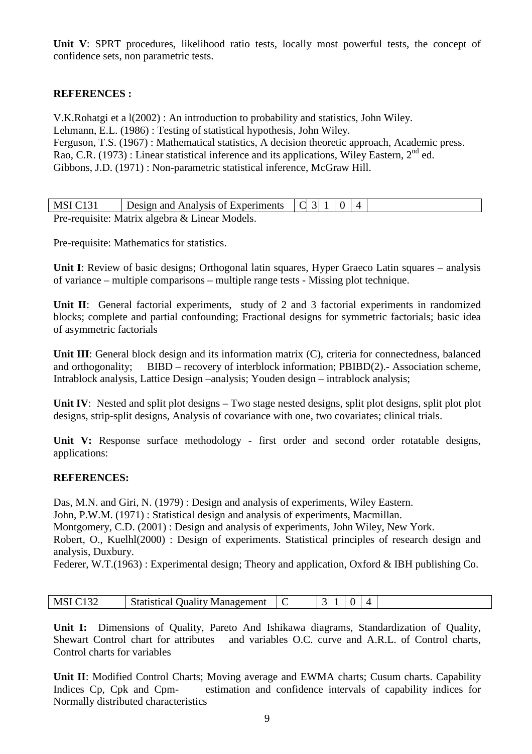**Unit V**: SPRT procedures, likelihood ratio tests, locally most powerful tests, the concept of confidence sets, non parametric tests.

**REFERENCES :**

V.K.Rohatgi et a l(2002) : An introduction to probability and statistics, John Wiley.
Lehmann, E.L. (1986) : Testing of statistical hypothesis, John Wiley.
Ferguson, T.S. (1967) : Mathematical statistics, A decision theoretic approach, Academic press.
Rao, C.R. (1973) : Linear statistical inference and its applications, Wiley Eastern, 2nd ed.
Gibbons, J.D. (1971) : Non-parametric statistical inference, McGraw Hill.

| MSI C131 | Design and Analysis of Experiments | C | 3 | 1 | 0 | 4 | |
|---|---|---|---|---|---|---|---|

Pre-requisite: Matrix algebra & Linear Models.

Pre-requisite: Mathematics for statistics.

**Unit I**: Review of basic designs; Orthogonal latin squares, Hyper Graeco Latin squares – analysis of variance – multiple comparisons – multiple range tests - Missing plot technique.

**Unit II**: General factorial experiments, study of 2 and 3 factorial experiments in randomized blocks; complete and partial confounding; Fractional designs for symmetric factorials; basic idea of asymmetric factorials

**Unit III**: General block design and its information matrix (C), criteria for connectedness, balanced and orthogonality; BIBD – recovery of interblock information; PBIBD(2).- Association scheme, Intrablock analysis, Lattice Design –analysis; Youden design – intrablock analysis;

**Unit IV**: Nested and split plot designs – Two stage nested designs, split plot designs, split plot plot designs, strip-split designs, Analysis of covariance with one, two covariates; clinical trials.

**Unit V:** Response surface methodology - first order and second order rotatable designs, applications:

**REFERENCES:**

Das, M.N. and Giri, N. (1979) : Design and analysis of experiments, Wiley Eastern.
John, P.W.M. (1971) : Statistical design and analysis of experiments, Macmillan.
Montgomery, C.D. (2001) : Design and analysis of experiments, John Wiley, New York.
Robert, O., Kuelhl(2000) : Design of experiments. Statistical principles of research design and analysis, Duxbury.
Federer, W.T.(1963) : Experimental design; Theory and application, Oxford & IBH publishing Co.

| MSI C132 | Statistical Quality Management | C | 3 | 1 | 0 | 4 | |
|---|---|---|---|---|---|---|---|

**Unit I:** Dimensions of Quality, Pareto And Ishikawa diagrams, Standardization of Quality, Shewart Control chart for attributes and variables O.C. curve and A.R.L. of Control charts, Control charts for variables

**Unit II**: Modified Control Charts; Moving average and EWMA charts; Cusum charts. Capability Indices Cp, Cpk and Cpm- estimation and confidence intervals of capability indices for Normally distributed characteristics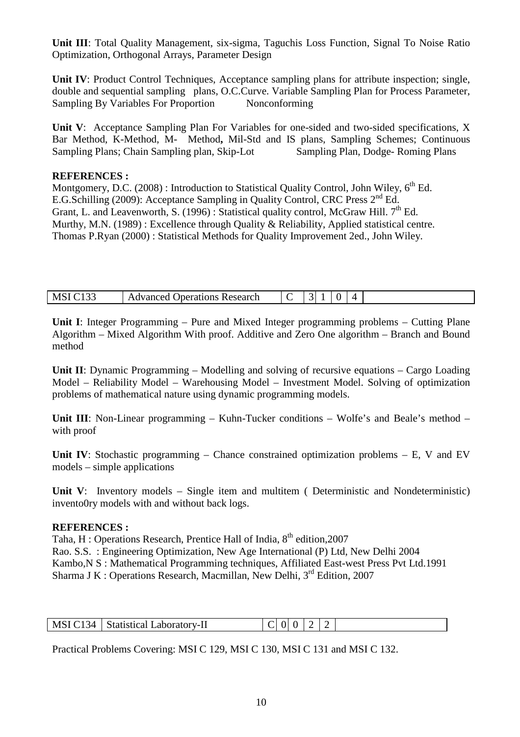**Unit III**: Total Quality Management, six-sigma, Taguchis Loss Function, Signal To Noise Ratio Optimization, Orthogonal Arrays, Parameter Design

**Unit IV**: Product Control Techniques, Acceptance sampling plans for attribute inspection; single, double and sequential sampling plans, O.C.Curve. Variable Sampling Plan for Process Parameter, Sampling By Variables For Proportion Nonconforming

**Unit V**: Acceptance Sampling Plan For Variables for one-sided and two-sided specifications, X Bar Method, K-Method, M- Method**,** Mil-Std and IS plans, Sampling Schemes; Continuous Sampling Plans; Chain Sampling plan, Skip-Lot Sampling Plan, Dodge- Roming Plans

**REFERENCES :**

Montgomery, D.C. (2008) : Introduction to Statistical Quality Control, John Wiley, 6th Ed.
E.G.Schilling (2009): Acceptance Sampling in Quality Control, CRC Press 2nd Ed.
Grant, L. and Leavenworth, S. (1996) : Statistical quality control, McGraw Hill. 7th Ed.
Murthy, M.N. (1989) : Excellence through Quality & Reliability, Applied statistical centre.
Thomas P.Ryan (2000) : Statistical Methods for Quality Improvement 2ed., John Wiley.

| MSI C133 | Advanced Operations Research | C | 3 | 1 | 0 | 4 | |
|---|---|---|---|---|---|---|---|

**Unit I**: Integer Programming – Pure and Mixed Integer programming problems – Cutting Plane Algorithm – Mixed Algorithm With proof. Additive and Zero One algorithm – Branch and Bound method

**Unit II**: Dynamic Programming – Modelling and solving of recursive equations – Cargo Loading Model – Reliability Model – Warehousing Model – Investment Model. Solving of optimization problems of mathematical nature using dynamic programming models.

**Unit III**: Non-Linear programming – Kuhn-Tucker conditions – Wolfe's and Beale's method – with proof

**Unit IV**: Stochastic programming – Chance constrained optimization problems – E, V and EV models – simple applications

**Unit V**: Inventory models – Single item and multitem ( Deterministic and Nondeterministic) invento0ry models with and without back logs.

**REFERENCES :**

Taha, H : Operations Research, Prentice Hall of India, 8th edition,2007
Rao. S.S. : Engineering Optimization, New Age International (P) Ltd, New Delhi 2004
Kambo,N S : Mathematical Programming techniques, Affiliated East-west Press Pvt Ltd.1991
Sharma J K : Operations Research, Macmillan, New Delhi, 3rd Edition, 2007

| MSI C134 | Statistical Laboratory-II | C | 0 | 0 | 2 | 2 | |
|---|---|---|---|---|---|---|---|

Practical Problems Covering: MSI C 129, MSI C 130, MSI C 131 and MSI C 132.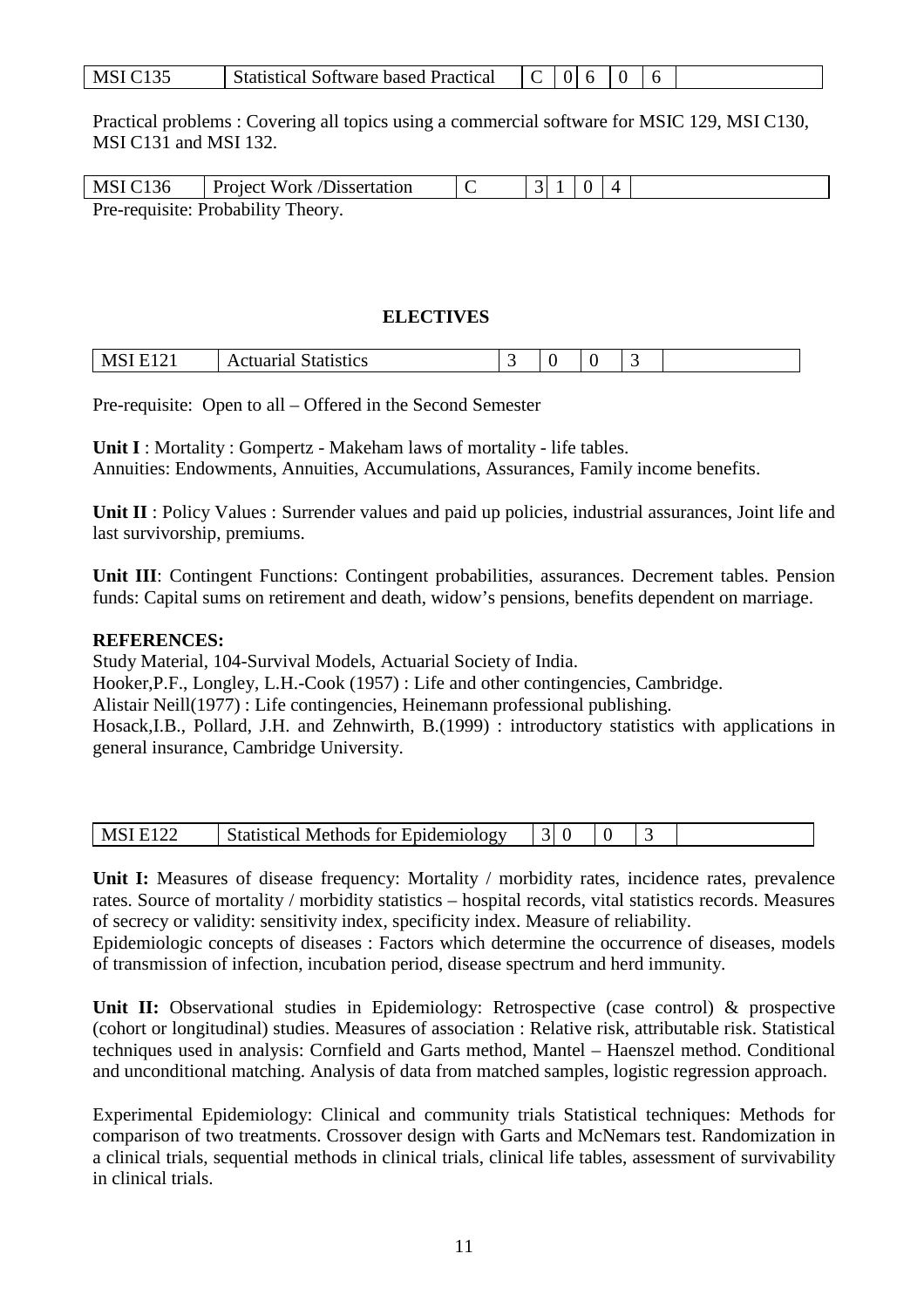| MSI C135 | Statistical Software based Practical | C | 0 | 6 | 0 | 6 | |
|---|---|---|---|---|---|---|---|

Practical problems : Covering all topics using a commercial software for MSIC 129, MSI C130, MSI C131 and MSI 132.

| MSI C136 | Project Work /Dissertation | C | 3 | 1 | 0 | 4 | |
|---|---|---|---|---|---|---|---|

Pre-requisite: Probability Theory.

## ELECTIVES

| MSI E121 | Actuarial Statistics | 3 | 0 | 0 | 3 | |
|---|---|---|---|---|---|---|

Pre-requisite: Open to all – Offered in the Second Semester

**Unit I** : Mortality : Gompertz - Makeham laws of mortality - life tables. Annuities: Endowments, Annuities, Accumulations, Assurances, Family income benefits.

**Unit II** : Policy Values : Surrender values and paid up policies, industrial assurances, Joint life and last survivorship, premiums.

**Unit III**: Contingent Functions: Contingent probabilities, assurances. Decrement tables. Pension funds: Capital sums on retirement and death, widow's pensions, benefits dependent on marriage.

**REFERENCES:**

Study Material, 104-Survival Models, Actuarial Society of India.

Hooker,P.F., Longley, L.H.-Cook (1957) : Life and other contingencies, Cambridge.

Alistair Neill(1977) : Life contingencies, Heinemann professional publishing.

Hosack,I.B., Pollard, J.H. and Zehnwirth, B.(1999) : introductory statistics with applications in general insurance, Cambridge University.

| MSI E122 | Statistical Methods for Epidemiology | 3 | 0 | 0 | 3 | |
|---|---|---|---|---|---|---|

**Unit I:** Measures of disease frequency: Mortality / morbidity rates, incidence rates, prevalence rates. Source of mortality / morbidity statistics – hospital records, vital statistics records. Measures of secrecy or validity: sensitivity index, specificity index. Measure of reliability.

Epidemiologic concepts of diseases : Factors which determine the occurrence of diseases, models of transmission of infection, incubation period, disease spectrum and herd immunity.

**Unit II:** Observational studies in Epidemiology: Retrospective (case control) & prospective (cohort or longitudinal) studies. Measures of association : Relative risk, attributable risk. Statistical techniques used in analysis: Cornfield and Garts method, Mantel – Haenszel method. Conditional and unconditional matching. Analysis of data from matched samples, logistic regression approach.

Experimental Epidemiology: Clinical and community trials Statistical techniques: Methods for comparison of two treatments. Crossover design with Garts and McNemars test. Randomization in a clinical trials, sequential methods in clinical trials, clinical life tables, assessment of survivability in clinical trials.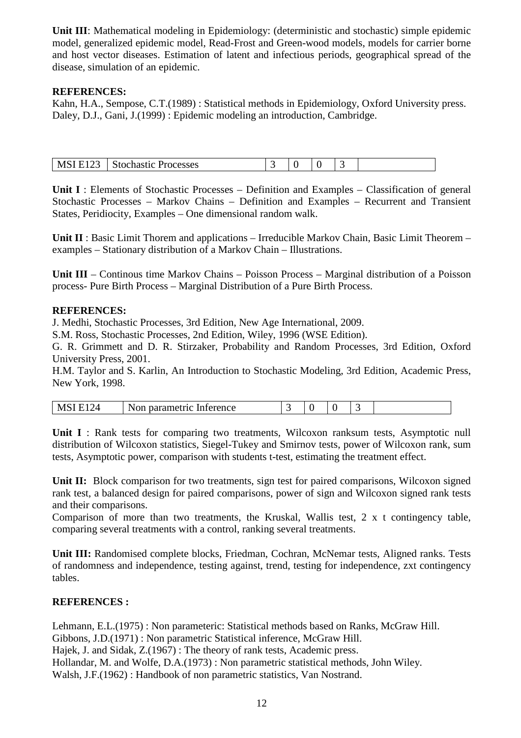**Unit III**: Mathematical modeling in Epidemiology: (deterministic and stochastic) simple epidemic model, generalized epidemic model, Read-Frost and Green-wood models, models for carrier borne and host vector diseases. Estimation of latent and infectious periods, geographical spread of the disease, simulation of an epidemic.

**REFERENCES:**

Kahn, H.A., Sempose, C.T.(1989) : Statistical methods in Epidemiology, Oxford University press.
Daley, D.J., Gani, J.(1999) : Epidemic modeling an introduction, Cambridge.

| MSI E123 | Stochastic Processes | 3 | 0 | 0 | 3 | |
|---|---|---|---|---|---|---|

**Unit I** : Elements of Stochastic Processes – Definition and Examples – Classification of general Stochastic Processes – Markov Chains – Definition and Examples – Recurrent and Transient States, Peridiocity, Examples – One dimensional random walk.

**Unit II** : Basic Limit Thorem and applications – Irreducible Markov Chain, Basic Limit Theorem – examples – Stationary distribution of a Markov Chain – Illustrations.

**Unit III** – Continous time Markov Chains – Poisson Process – Marginal distribution of a Poisson process- Pure Birth Process – Marginal Distribution of a Pure Birth Process.

**REFERENCES:**

J. Medhi, Stochastic Processes, 3rd Edition, New Age International, 2009.
S.M. Ross, Stochastic Processes, 2nd Edition, Wiley, 1996 (WSE Edition).
G. R. Grimmett and D. R. Stirzaker, Probability and Random Processes, 3rd Edition, Oxford University Press, 2001.
H.M. Taylor and S. Karlin, An Introduction to Stochastic Modeling, 3rd Edition, Academic Press, New York, 1998.

| MSI E124 | Non parametric Inference | 3 | 0 | 0 | 3 | |
|---|---|---|---|---|---|---|

**Unit I** : Rank tests for comparing two treatments, Wilcoxon ranksum tests, Asymptotic null distribution of Wilcoxon statistics, Siegel-Tukey and Smirnov tests, power of Wilcoxon rank, sum tests, Asymptotic power, comparison with students t-test, estimating the treatment effect.

**Unit II:** Block comparison for two treatments, sign test for paired comparisons, Wilcoxon signed rank test, a balanced design for paired comparisons, power of sign and Wilcoxon signed rank tests and their comparisons.

Comparison of more than two treatments, the Kruskal, Wallis test, 2 x t contingency table, comparing several treatments with a control, ranking several treatments.

**Unit III:** Randomised complete blocks, Friedman, Cochran, McNemar tests, Aligned ranks. Tests of randomness and independence, testing against, trend, testing for independence, zxt contingency tables.

**REFERENCES :**

Lehmann, E.L.(1975) : Non parameteric: Statistical methods based on Ranks, McGraw Hill.
Gibbons, J.D.(1971) : Non parametric Statistical inference, McGraw Hill.
Hajek, J. and Sidak, Z.(1967) : The theory of rank tests, Academic press.
Hollandar, M. and Wolfe, D.A.(1973) : Non parametric statistical methods, John Wiley.
Walsh, J.F.(1962) : Handbook of non parametric statistics, Van Nostrand.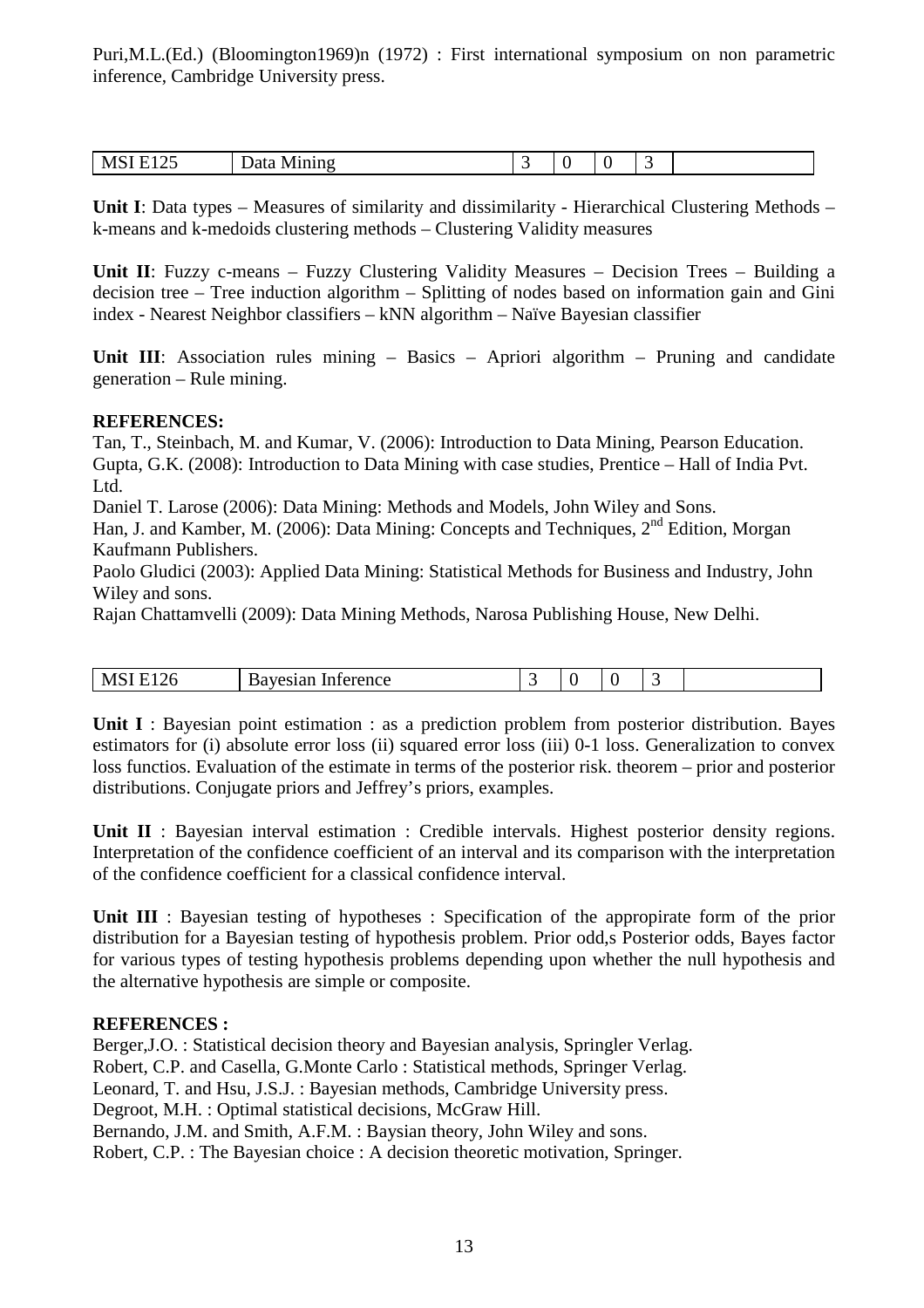Puri,M.L.(Ed.) (Bloomington1969)n (1972) : First international symposium on non parametric inference, Cambridge University press.

| MSI E125 | Data Mining | 3 | 0 | 0 | 3 | |
|---|---|---|---|---|---|---|

**Unit I**: Data types – Measures of similarity and dissimilarity - Hierarchical Clustering Methods – k-means and k-medoids clustering methods – Clustering Validity measures

**Unit II**: Fuzzy c-means – Fuzzy Clustering Validity Measures – Decision Trees – Building a decision tree – Tree induction algorithm – Splitting of nodes based on information gain and Gini index - Nearest Neighbor classifiers – kNN algorithm – Naïve Bayesian classifier

**Unit III**: Association rules mining – Basics – Apriori algorithm – Pruning and candidate generation – Rule mining.

**REFERENCES:**

Tan, T., Steinbach, M. and Kumar, V. (2006): Introduction to Data Mining, Pearson Education.
Gupta, G.K. (2008): Introduction to Data Mining with case studies, Prentice – Hall of India Pvt. Ltd.
Daniel T. Larose (2006): Data Mining: Methods and Models, John Wiley and Sons.
Han, J. and Kamber, M. (2006): Data Mining: Concepts and Techniques, 2nd Edition, Morgan Kaufmann Publishers.
Paolo Gludici (2003): Applied Data Mining: Statistical Methods for Business and Industry, John Wiley and sons.
Rajan Chattamvelli (2009): Data Mining Methods, Narosa Publishing House, New Delhi.

| MSI E126 | Bayesian Inference | 3 | 0 | 0 | 3 | |
|---|---|---|---|---|---|---|

**Unit I** : Bayesian point estimation : as a prediction problem from posterior distribution. Bayes estimators for (i) absolute error loss (ii) squared error loss (iii) 0-1 loss. Generalization to convex loss functios. Evaluation of the estimate in terms of the posterior risk. theorem – prior and posterior distributions. Conjugate priors and Jeffrey's priors, examples.

**Unit II** : Bayesian interval estimation : Credible intervals. Highest posterior density regions. Interpretation of the confidence coefficient of an interval and its comparison with the interpretation of the confidence coefficient for a classical confidence interval.

**Unit III** : Bayesian testing of hypotheses : Specification of the appropirate form of the prior distribution for a Bayesian testing of hypothesis problem. Prior odd,s Posterior odds, Bayes factor for various types of testing hypothesis problems depending upon whether the null hypothesis and the alternative hypothesis are simple or composite.

**REFERENCES :**

Berger,J.O. : Statistical decision theory and Bayesian analysis, Springler Verlag.
Robert, C.P. and Casella, G.Monte Carlo : Statistical methods, Springer Verlag.
Leonard, T. and Hsu, J.S.J. : Bayesian methods, Cambridge University press.
Degroot, M.H. : Optimal statistical decisions, McGraw Hill.
Bernando, J.M. and Smith, A.F.M. : Baysian theory, John Wiley and sons.
Robert, C.P. : The Bayesian choice : A decision theoretic motivation, Springer.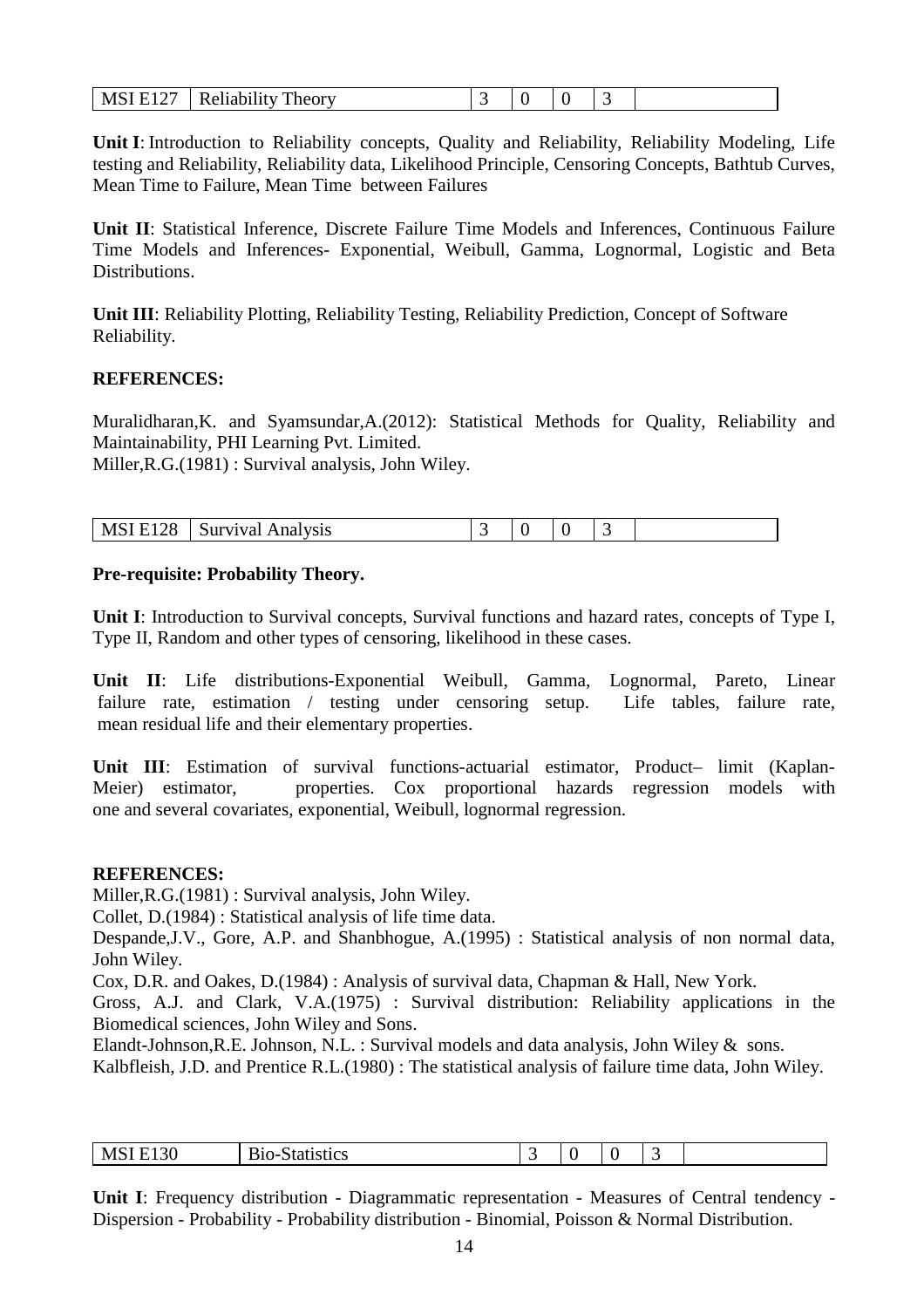| MSI E127 | Reliability Theory | 3 | 0 | 0 | 3 | |
|---|---|---|---|---|---|---|

**Unit I**: Introduction to Reliability concepts, Quality and Reliability, Reliability Modeling, Life testing and Reliability, Reliability data, Likelihood Principle, Censoring Concepts, Bathtub Curves, Mean Time to Failure, Mean Time between Failures

**Unit II**: Statistical Inference, Discrete Failure Time Models and Inferences, Continuous Failure Time Models and Inferences- Exponential, Weibull, Gamma, Lognormal, Logistic and Beta Distributions.

**Unit III**: Reliability Plotting, Reliability Testing, Reliability Prediction, Concept of Software Reliability.

**REFERENCES:**

Muralidharan,K. and Syamsundar,A.(2012): Statistical Methods for Quality, Reliability and Maintainability, PHI Learning Pvt. Limited.
Miller,R.G.(1981) : Survival analysis, John Wiley.

| MSI E128 | Survival Analysis | 3 | 0 | 0 | 3 | |
|---|---|---|---|---|---|---|

**Pre-requisite: Probability Theory.**

**Unit I**: Introduction to Survival concepts, Survival functions and hazard rates, concepts of Type I, Type II, Random and other types of censoring, likelihood in these cases.

**Unit II**: Life distributions-Exponential Weibull, Gamma, Lognormal, Pareto, Linear failure rate, estimation / testing under censoring setup. Life tables, failure rate, mean residual life and their elementary properties.

**Unit III**: Estimation of survival functions-actuarial estimator, Product– limit (Kaplan-Meier) estimator, properties. Cox proportional hazards regression models with one and several covariates, exponential, Weibull, lognormal regression.

**REFERENCES:**

Miller,R.G.(1981) : Survival analysis, John Wiley.
Collet, D.(1984) : Statistical analysis of life time data.
Despande,J.V., Gore, A.P. and Shanbhogue, A.(1995) : Statistical analysis of non normal data, John Wiley.
Cox, D.R. and Oakes, D.(1984) : Analysis of survival data, Chapman & Hall, New York.
Gross, A.J. and Clark, V.A.(1975) : Survival distribution: Reliability applications in the Biomedical sciences, John Wiley and Sons.
Elandt-Johnson,R.E. Johnson, N.L. : Survival models and data analysis, John Wiley & sons.
Kalbfleish, J.D. and Prentice R.L.(1980) : The statistical analysis of failure time data, John Wiley.

| MSI E130 | Bio-Statistics | 3 | 0 | 0 | 3 | |
|---|---|---|---|---|---|---|

**Unit I**: Frequency distribution - Diagrammatic representation - Measures of Central tendency - Dispersion - Probability - Probability distribution - Binomial, Poisson & Normal Distribution.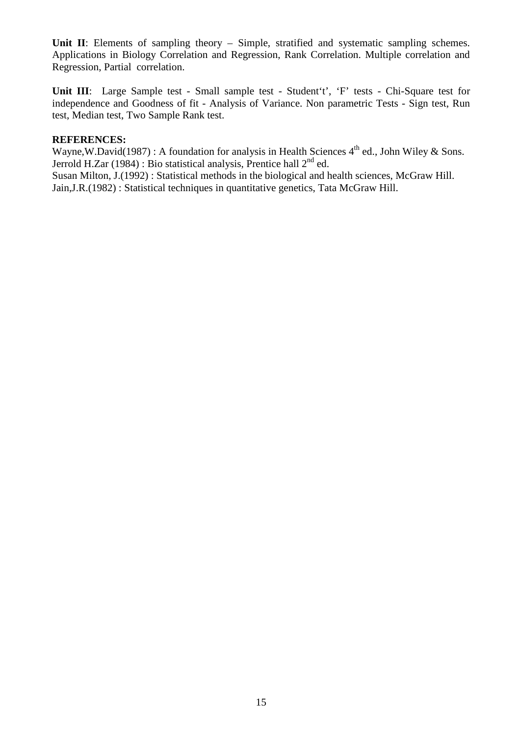**Unit II**: Elements of sampling theory – Simple, stratified and systematic sampling schemes. Applications in Biology Correlation and Regression, Rank Correlation. Multiple correlation and Regression, Partial correlation.

**Unit III**: Large Sample test - Small sample test - Student't', 'F' tests - Chi-Square test for independence and Goodness of fit - Analysis of Variance. Non parametric Tests - Sign test, Run test, Median test, Two Sample Rank test.

**REFERENCES:**

Wayne,W.David(1987) : A foundation for analysis in Health Sciences 4th ed., John Wiley & Sons.
Jerrold H.Zar (1984) : Bio statistical analysis, Prentice hall 2nd ed.
Susan Milton, J.(1992) : Statistical methods in the biological and health sciences, McGraw Hill.
Jain,J.R.(1982) : Statistical techniques in quantitative genetics, Tata McGraw Hill.